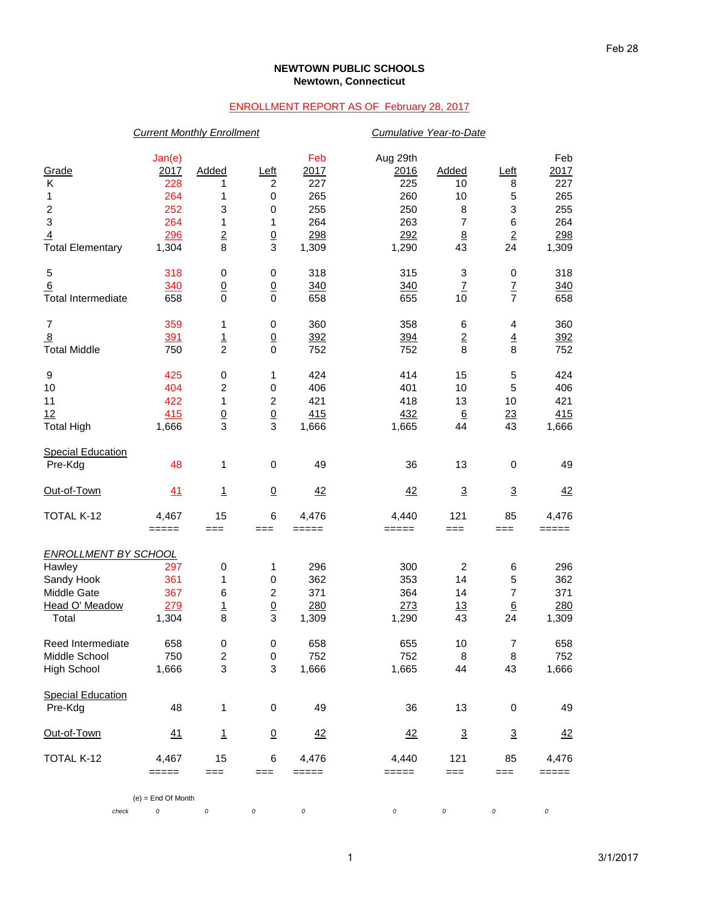Feb 28

**NEWTOWN PUBLIC SCHOOLS**
**Newtown, Connecticut**

ENROLLMENT REPORT AS OF February 28, 2017

| | *Current Monthly Enrollment* | | | | *Cumulative Year-to-Date* | | | |
|---|---|---|---|---|---|---|---|---|
| Grade | Jan(e) 2017 | Added | Left | Feb 2017 | Aug 29th 2016 | Added | Left | Feb 2017 |
| K | 228 | 1 | 2 | 227 | 225 | 10 | 8 | 227 |
| 1 | 264 | 1 | 0 | 265 | 260 | 10 | 5 | 265 |
| 2 | 252 | 3 | 0 | 255 | 250 | 8 | 3 | 255 |
| 3 | 264 | 1 | 1 | 264 | 263 | 7 | 6 | 264 |
| 4 | 296 | 2 | 0 | 298 | 292 | 8 | 2 | 298 |
| Total Elementary | 1,304 | 8 | 3 | 1,309 | 1,290 | 43 | 24 | 1,309 |
| 5 | 318 | 0 | 0 | 318 | 315 | 3 | 0 | 318 |
| 6 | 340 | 0 | 0 | 340 | 340 | 7 | 7 | 340 |
| Total Intermediate | 658 | 0 | 0 | 658 | 655 | 10 | 7 | 658 |
| 7 | 359 | 1 | 0 | 360 | 358 | 6 | 4 | 360 |
| 8 | 391 | 1 | 0 | 392 | 394 | 2 | 4 | 392 |
| Total Middle | 750 | 2 | 0 | 752 | 752 | 8 | 8 | 752 |
| 9 | 425 | 0 | 1 | 424 | 414 | 15 | 5 | 424 |
| 10 | 404 | 2 | 0 | 406 | 401 | 10 | 5 | 406 |
| 11 | 422 | 1 | 2 | 421 | 418 | 13 | 10 | 421 |
| 12 | 415 | 0 | 0 | 415 | 432 | 6 | 23 | 415 |
| Total High | 1,666 | 3 | 3 | 1,666 | 1,665 | 44 | 43 | 1,666 |
| Special Education Pre-Kdg | 48 | 1 | 0 | 49 | 36 | 13 | 0 | 49 |
| Out-of-Town | 41 | 1 | 0 | 42 | 42 | 3 | 3 | 42 |
| TOTAL K-12 | 4,467 | 15 | 6 | 4,476 | 4,440 | 121 | 85 | 4,476 |

| *ENROLLMENT BY SCHOOL* | Jan(e) 2017 | Added | Left | Feb 2017 | Aug 29th 2016 | Added | Left | Feb 2017 |
|---|---|---|---|---|---|---|---|---|
| Hawley | 297 | 0 | 1 | 296 | 300 | 2 | 6 | 296 |
| Sandy Hook | 361 | 1 | 0 | 362 | 353 | 14 | 5 | 362 |
| Middle Gate | 367 | 6 | 2 | 371 | 364 | 14 | 7 | 371 |
| Head O' Meadow | 279 | 1 | 0 | 280 | 273 | 13 | 6 | 280 |
| Total | 1,304 | 8 | 3 | 1,309 | 1,290 | 43 | 24 | 1,309 |
| Reed Intermediate | 658 | 0 | 0 | 658 | 655 | 10 | 7 | 658 |
| Middle School | 750 | 2 | 0 | 752 | 752 | 8 | 8 | 752 |
| High School | 1,666 | 3 | 3 | 1,666 | 1,665 | 44 | 43 | 1,666 |
| Special Education Pre-Kdg | 48 | 1 | 0 | 49 | 36 | 13 | 0 | 49 |
| Out-of-Town | 41 | 1 | 0 | 42 | 42 | 3 | 3 | 42 |
| TOTAL K-12 | 4,467 | 15 | 6 | 4,476 | 4,440 | 121 | 85 | 4,476 |
| check | 0 | 0 | 0 | 0 | 0 | 0 | 0 | 0 |

(e) = End Of Month

3/1/2017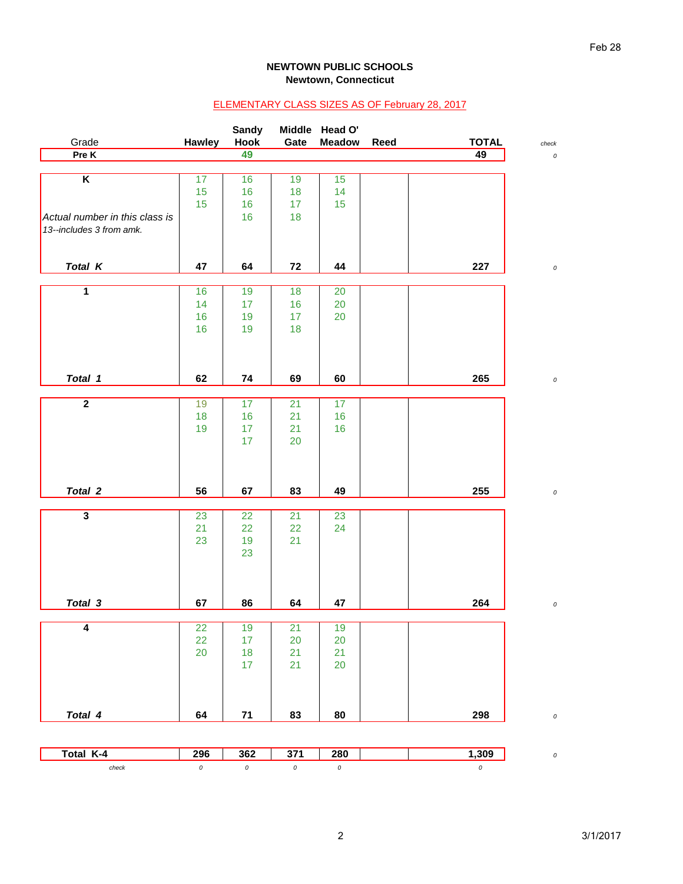Feb 28

**NEWTOWN PUBLIC SCHOOLS**
**Newtown, Connecticut**

ELEMENTARY CLASS SIZES AS OF February 28, 2017

| Grade | Hawley | Sandy Hook | Middle Gate | Head O' Meadow | Reed | TOTAL | check |
|---|---|---|---|---|---|---|---|
| **Pre K** | | 49 | | | | 49 | 0 |
| **K** | 17 | 16 | 19 | 15 | | | |
| | 15 | 16 | 18 | 14 | | | |
| | 15 | 16 | 17 | 15 | | | |
| *Actual number in this class is 13--includes 3 from amk.* | | 16 | 18 | | | | |
| ***Total K*** | **47** | **64** | **72** | **44** | | **227** | 0 |
| **1** | 16 | 19 | 18 | 20 | | | |
| | 14 | 17 | 16 | 20 | | | |
| | 16 | 19 | 17 | 20 | | | |
| | 16 | 19 | 18 | | | | |
| ***Total 1*** | **62** | **74** | **69** | **60** | | **265** | 0 |
| **2** | 19 | 17 | 21 | 17 | | | |
| | 18 | 16 | 21 | 16 | | | |
| | 19 | 17 | 21 | 16 | | | |
| | | 17 | 20 | | | | |
| ***Total 2*** | **56** | **67** | **83** | **49** | | **255** | 0 |
| **3** | 23 | 22 | 21 | 23 | | | |
| | 21 | 22 | 22 | 24 | | | |
| | 23 | 19 | 21 | | | | |
| | | 23 | | | | | |
| ***Total 3*** | **67** | **86** | **64** | **47** | | **264** | 0 |
| **4** | 22 | 19 | 21 | 19 | | | |
| | 22 | 17 | 20 | 20 | | | |
| | 20 | 18 | 21 | 21 | | | |
| | | 17 | 21 | 20 | | | |
| ***Total 4*** | **64** | **71** | **83** | **80** | | **298** | 0 |
| **Total K-4** | **296** | **362** | **371** | **280** | | **1,309** | 0 |
| *check* | 0 | 0 | 0 | 0 | | 0 | |

3/1/2017